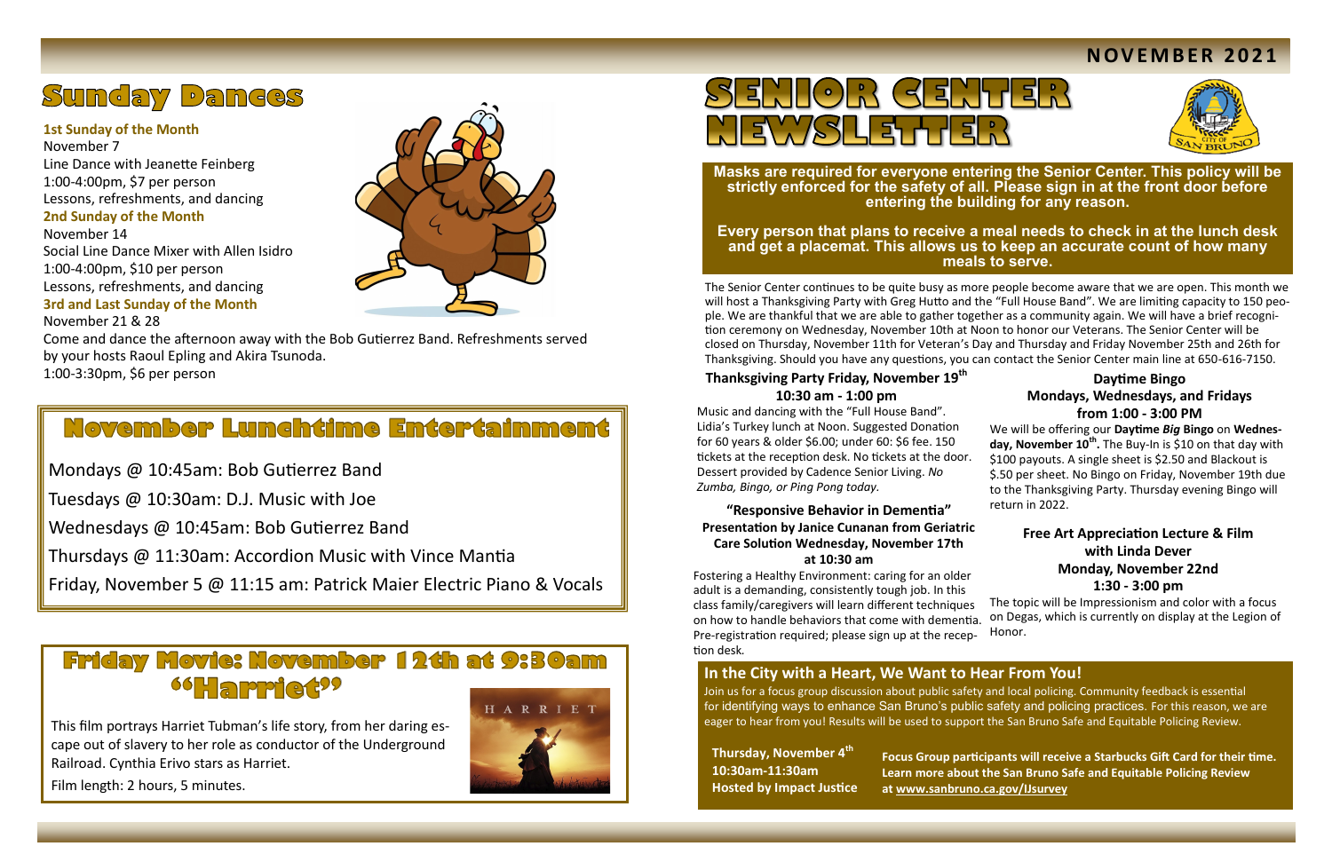# Senior Center Newsletter

**NOVEMBER 2021**

## Sunday Dances

**1st Sunday of the Month**
November 7
Line Dance with Jeanette Feinberg
1:00-4:00pm, $7 per person
Lessons, refreshments, and dancing

**2nd Sunday of the Month**
November 14
Social Line Dance Mixer with Allen Isidro
1:00-4:00pm, $10 per person
Lessons, refreshments, and dancing

**3rd and Last Sunday of the Month**
November 21 & 28
Come and dance the afternoon away with the Bob Gutierrez Band. Refreshments served by your hosts Raoul Epling and Akira Tsunoda.
1:00-3:30pm, $6 per person

## November Lunchtime Entertainment

Mondays @ 10:45am: Bob Gutierrez Band

Tuesdays @ 10:30am: D.J. Music with Joe

Wednesdays @ 10:45am: Bob Gutierrez Band

Thursdays @ 11:30am: Accordion Music with Vince Mantia

Friday, November 5 @ 11:15 am: Patrick Maier Electric Piano & Vocals

## Friday Movie: November 12th at 9:30am "Harriet"

This film portrays Harriet Tubman's life story, from her daring escape out of slavery to her role as conductor of the Underground Railroad. Cynthia Erivo stars as Harriet.

Film length: 2 hours, 5 minutes.

**Masks are required for everyone entering the Senior Center. This policy will be strictly enforced for the safety of all. Please sign in at the front door before entering the building for any reason.**

**Every person that plans to receive a meal needs to check in at the lunch desk and get a placemat. This allows us to keep an accurate count of how many meals to serve.**

The Senior Center continues to be quite busy as more people become aware that we are open. This month we will host a Thanksgiving Party with Greg Hutto and the "Full House Band". We are limiting capacity to 150 people. We are thankful that we are able to gather together as a community again. We will have a brief recognition ceremony on Wednesday, November 10th at Noon to honor our Veterans. The Senior Center will be closed on Thursday, November 11th for Veteran's Day and Thursday and Friday November 25th and 26th for Thanksgiving. Should you have any questions, you can contact the Senior Center main line at 650-616-7150.

### Thanksgiving Party Friday, November 19th
### 10:30 am - 1:00 pm

Music and dancing with the "Full House Band". Lidia's Turkey lunch at Noon. Suggested Donation for 60 years & older $6.00; under 60: $6 fee. 150 tickets at the reception desk. No tickets at the door. Dessert provided by Cadence Senior Living. *No Zumba, Bingo, or Ping Pong today.*

### "Responsive Behavior in Dementia" Presentation by Janice Cunanan from Geriatric Care Solution Wednesday, November 17th at 10:30 am

Fostering a Healthy Environment: caring for an older adult is a demanding, consistently tough job. In this class family/caregivers will learn different techniques on how to handle behaviors that come with dementia. Pre-registration required; please sign up at the reception desk.

### Daytime Bingo
### Mondays, Wednesdays, and Fridays from 1:00 - 3:00 PM

We will be offering our **Daytime *Big* Bingo** on **Wednesday, November 10th.** The Buy-In is $10 on that day with $100 payouts. A single sheet is $2.50 and Blackout is $.50 per sheet. No Bingo on Friday, November 19th due to the Thanksgiving Party. Thursday evening Bingo will return in 2022.

### Free Art Appreciation Lecture & Film with Linda Dever
### Monday, November 22nd
### 1:30 - 3:00 pm

The topic will be Impressionism and color with a focus on Degas, which is currently on display at the Legion of Honor.

## In the City with a Heart, We Want to Hear From You!

Join us for a focus group discussion about public safety and local policing. Community feedback is essential for identifying ways to enhance San Bruno's public safety and policing practices. For this reason, we are eager to hear from you! Results will be used to support the San Bruno Safe and Equitable Policing Review.

**Thursday, November 4th**
**10:30am-11:30am**
**Hosted by Impact Justice**

**Focus Group participants will receive a Starbucks Gift Card for their time. Learn more about the San Bruno Safe and Equitable Policing Review at www.sanbruno.ca.gov/IJsurvey**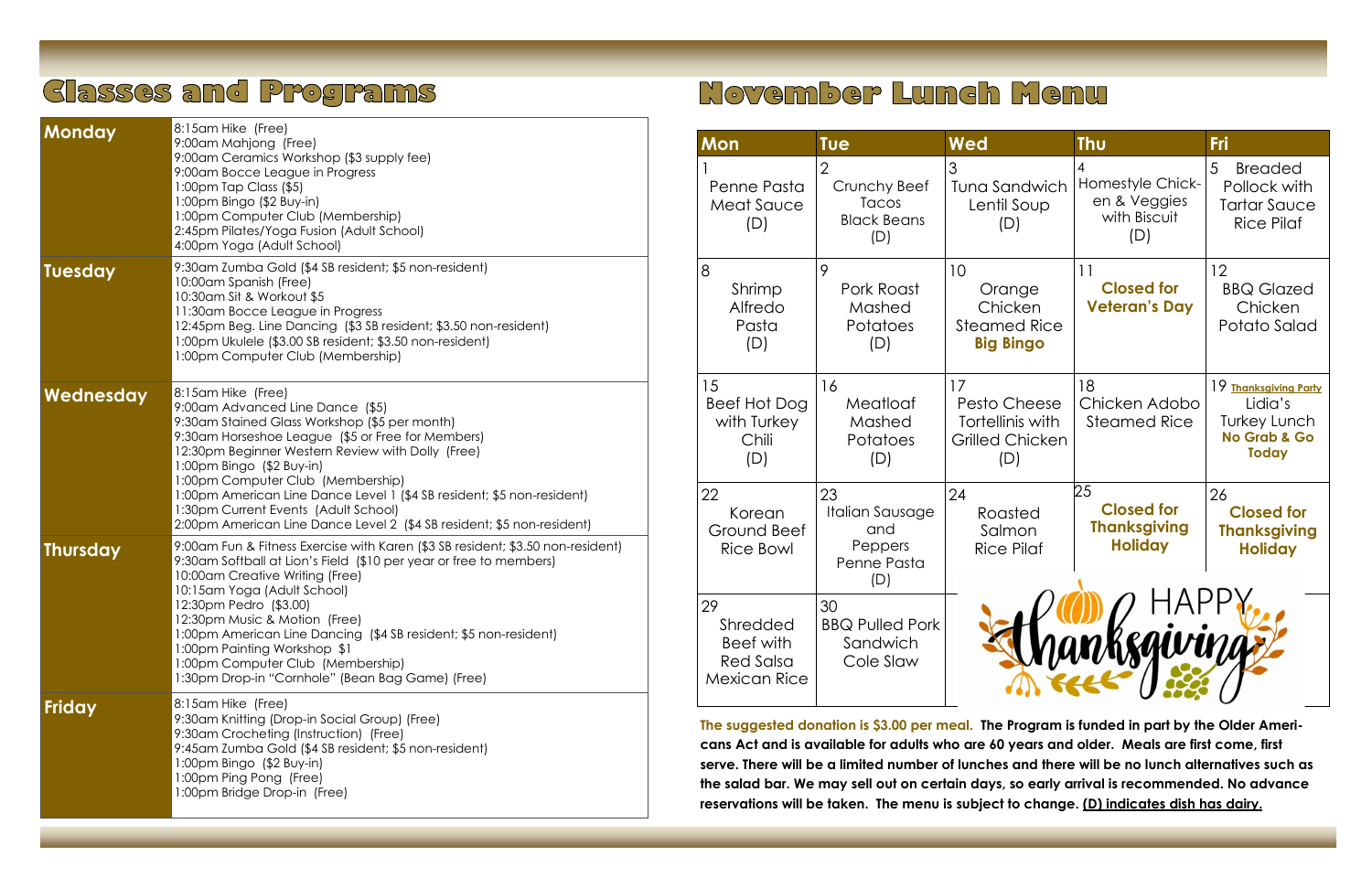## Classes and Programs

| | |
|---|---|
| **Monday** | 8:15am Hike (Free)<br>9:00am Mahjong (Free)<br>9:00am Ceramics Workshop ($3 supply fee)<br>9:00am Bocce League in Progress<br>1:00pm Tap Class ($5)<br>1:00pm Bingo ($2 Buy-in)<br>1:00pm Computer Club (Membership)<br>2:45pm Pilates/Yoga Fusion (Adult School)<br>4:00pm Yoga (Adult School) |
| **Tuesday** | 9:30am Zumba Gold ($4 SB resident; $5 non-resident)<br>10:00am Spanish (Free)<br>10:30am Sit & Workout $5<br>11:30am Bocce League in Progress<br>12:45pm Beg. Line Dancing ($3 SB resident; $3.50 non-resident)<br>1:00pm Ukulele ($3.00 SB resident; $3.50 non-resident)<br>1:00pm Computer Club (Membership) |
| **Wednesday** | 8:15am Hike (Free)<br>9:00am Advanced Line Dance ($5)<br>9:30am Stained Glass Workshop ($5 per month)<br>9:30am Horseshoe League ($5 or Free for Members)<br>12:30pm Beginner Western Review with Dolly (Free)<br>1:00pm Bingo ($2 Buy-in)<br>1:00pm Computer Club (Membership)<br>1:00pm American Line Dance Level 1 ($4 SB resident; $5 non-resident)<br>1:30pm Current Events (Adult School)<br>2:00pm American Line Dance Level 2 ($4 SB resident; $5 non-resident) |
| **Thursday** | 9:00am Fun & Fitness Exercise with Karen ($3 SB resident; $3.50 non-resident)<br>9:30am Softball at Lion's Field ($10 per year or free to members)<br>10:00am Creative Writing (Free)<br>10:15am Yoga (Adult School)<br>12:30pm Pedro ($3.00)<br>12:30pm Music & Motion (Free)<br>1:00pm American Line Dancing ($4 SB resident; $5 non-resident)<br>1:00pm Painting Workshop $1<br>1:00pm Computer Club (Membership)<br>1:30pm Drop-in "Cornhole" (Bean Bag Game) (Free) |
| **Friday** | 8:15am Hike (Free)<br>9:30am Knitting (Drop-in Social Group) (Free)<br>9:30am Crocheting (Instruction) (Free)<br>9:45am Zumba Gold ($4 SB resident; $5 non-resident)<br>1:00pm Bingo ($2 Buy-in)<br>1:00pm Ping Pong (Free)<br>1:00pm Bridge Drop-in (Free) |

## November Lunch Menu

| Mon | Tue | Wed | Thu | Fri |
|---|---|---|---|---|
| 1<br>Penne Pasta Meat Sauce (D) | 2<br>Crunchy Beef Tacos Black Beans (D) | 3<br>Tuna Sandwich Lentil Soup (D) | 4<br>Homestyle Chicken & Veggies with Biscuit (D) | 5<br>Breaded Pollock with Tartar Sauce Rice Pilaf |
| 8<br>Shrimp Alfredo Pasta (D) | 9<br>Pork Roast Mashed Potatoes (D) | 10<br>Orange Chicken Steamed Rice **Big Bingo** | 11<br>**Closed for Veteran's Day** | 12<br>BBQ Glazed Chicken Potato Salad |
| 15<br>Beef Hot Dog with Turkey Chili (D) | 16<br>Meatloaf Mashed Potatoes (D) | 17<br>Pesto Cheese Tortellinis with Grilled Chicken (D) | 18<br>Chicken Adobo Steamed Rice | 19 **Thanksgiving Party**<br>Lidia's Turkey Lunch<br>**No Grab & Go Today** |
| 22<br>Korean Ground Beef Rice Bowl | 23<br>Italian Sausage and Peppers Penne Pasta (D) | 24<br>Roasted Salmon Rice Pilaf | 25<br>**Closed for Thanksgiving Holiday** | 26<br>**Closed for Thanksgiving Holiday** |
| 29<br>Shredded Beef with Red Salsa Mexican Rice | 30<br>BBQ Pulled Pork Sandwich Cole Slaw | HAPPY thanksgiving | | |

**The suggested donation is $3.00 per meal. The Program is funded in part by the Older Americans Act and is available for adults who are 60 years and older. Meals are first come, first serve. There will be a limited number of lunches and there will be no lunch alternatives such as the salad bar. We may sell out on certain days, so early arrival is recommended. No advance reservations will be taken. The menu is subject to change. (D) indicates dish has dairy.**